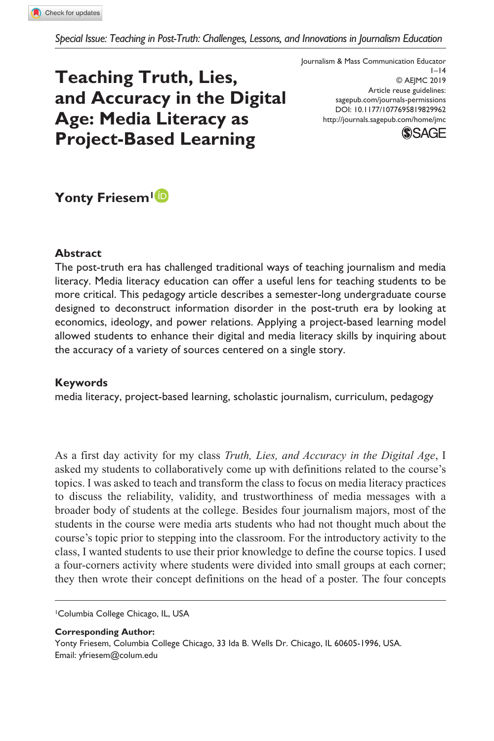*Special Issue: Teaching in Post-Truth: Challenges, Lessons, and Innovations in Journalism Education*

Journalism & Mass Communication Educator
1–14
© AEJMC 2019
Article reuse guidelines:
sagepub.com/journals-permissions
DOI: 10.1177/1077695819829962
http://journals.sagepub.com/home/jmc

# Teaching Truth, Lies, and Accuracy in the Digital Age: Media Literacy as Project-Based Learning

**Yonty Friesem[1]**

## Abstract

The post-truth era has challenged traditional ways of teaching journalism and media literacy. Media literacy education can offer a useful lens for teaching students to be more critical. This pedagogy article describes a semester-long undergraduate course designed to deconstruct information disorder in the post-truth era by looking at economics, ideology, and power relations. Applying a project-based learning model allowed students to enhance their digital and media literacy skills by inquiring about the accuracy of a variety of sources centered on a single story.

## Keywords

media literacy, project-based learning, scholastic journalism, curriculum, pedagogy

As a first day activity for my class *Truth, Lies, and Accuracy in the Digital Age*, I asked my students to collaboratively come up with definitions related to the course's topics. I was asked to teach and transform the class to focus on media literacy practices to discuss the reliability, validity, and trustworthiness of media messages with a broader body of students at the college. Besides four journalism majors, most of the students in the course were media arts students who had not thought much about the course's topic prior to stepping into the classroom. For the introductory activity to the class, I wanted students to use their prior knowledge to define the course topics. I used a four-corners activity where students were divided into small groups at each corner; they then wrote their concept definitions on the head of a poster. The four concepts

[1]Columbia College Chicago, IL, USA

**Corresponding Author:**
Yonty Friesem, Columbia College Chicago, 33 Ida B. Wells Dr. Chicago, IL 60605-1996, USA.
Email: yfriesem@colum.edu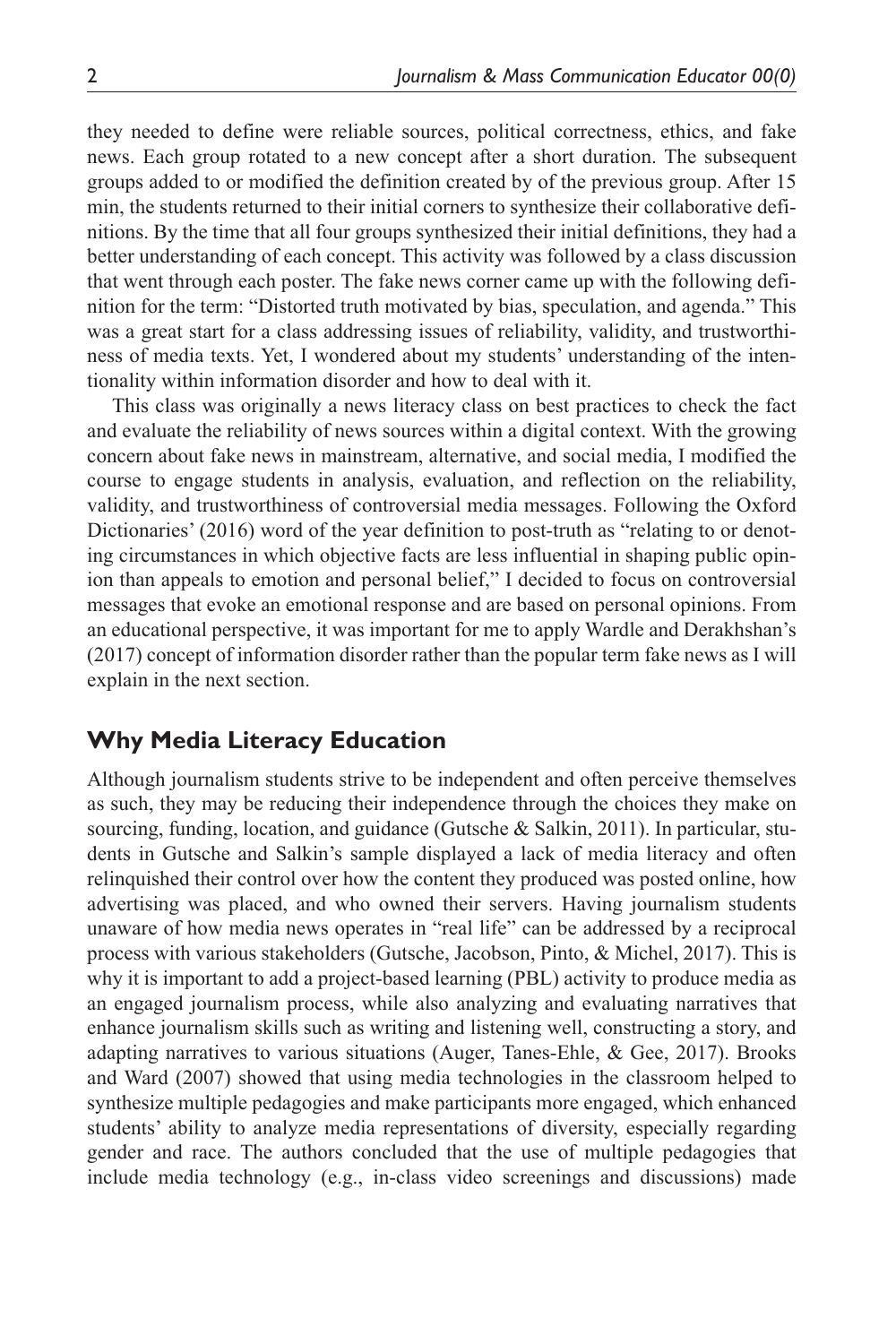they needed to define were reliable sources, political correctness, ethics, and fake news. Each group rotated to a new concept after a short duration. The subsequent groups added to or modified the definition created by of the previous group. After 15 min, the students returned to their initial corners to synthesize their collaborative definitions. By the time that all four groups synthesized their initial definitions, they had a better understanding of each concept. This activity was followed by a class discussion that went through each poster. The fake news corner came up with the following definition for the term: "Distorted truth motivated by bias, speculation, and agenda." This was a great start for a class addressing issues of reliability, validity, and trustworthiness of media texts. Yet, I wondered about my students' understanding of the intentionality within information disorder and how to deal with it.

This class was originally a news literacy class on best practices to check the fact and evaluate the reliability of news sources within a digital context. With the growing concern about fake news in mainstream, alternative, and social media, I modified the course to engage students in analysis, evaluation, and reflection on the reliability, validity, and trustworthiness of controversial media messages. Following the Oxford Dictionaries' (2016) word of the year definition to post-truth as "relating to or denoting circumstances in which objective facts are less influential in shaping public opinion than appeals to emotion and personal belief," I decided to focus on controversial messages that evoke an emotional response and are based on personal opinions. From an educational perspective, it was important for me to apply Wardle and Derakhshan's (2017) concept of information disorder rather than the popular term fake news as I will explain in the next section.

## Why Media Literacy Education

Although journalism students strive to be independent and often perceive themselves as such, they may be reducing their independence through the choices they make on sourcing, funding, location, and guidance (Gutsche & Salkin, 2011). In particular, students in Gutsche and Salkin's sample displayed a lack of media literacy and often relinquished their control over how the content they produced was posted online, how advertising was placed, and who owned their servers. Having journalism students unaware of how media news operates in "real life" can be addressed by a reciprocal process with various stakeholders (Gutsche, Jacobson, Pinto, & Michel, 2017). This is why it is important to add a project-based learning (PBL) activity to produce media as an engaged journalism process, while also analyzing and evaluating narratives that enhance journalism skills such as writing and listening well, constructing a story, and adapting narratives to various situations (Auger, Tanes-Ehle, & Gee, 2017). Brooks and Ward (2007) showed that using media technologies in the classroom helped to synthesize multiple pedagogies and make participants more engaged, which enhanced students' ability to analyze media representations of diversity, especially regarding gender and race. The authors concluded that the use of multiple pedagogies that include media technology (e.g., in-class video screenings and discussions) made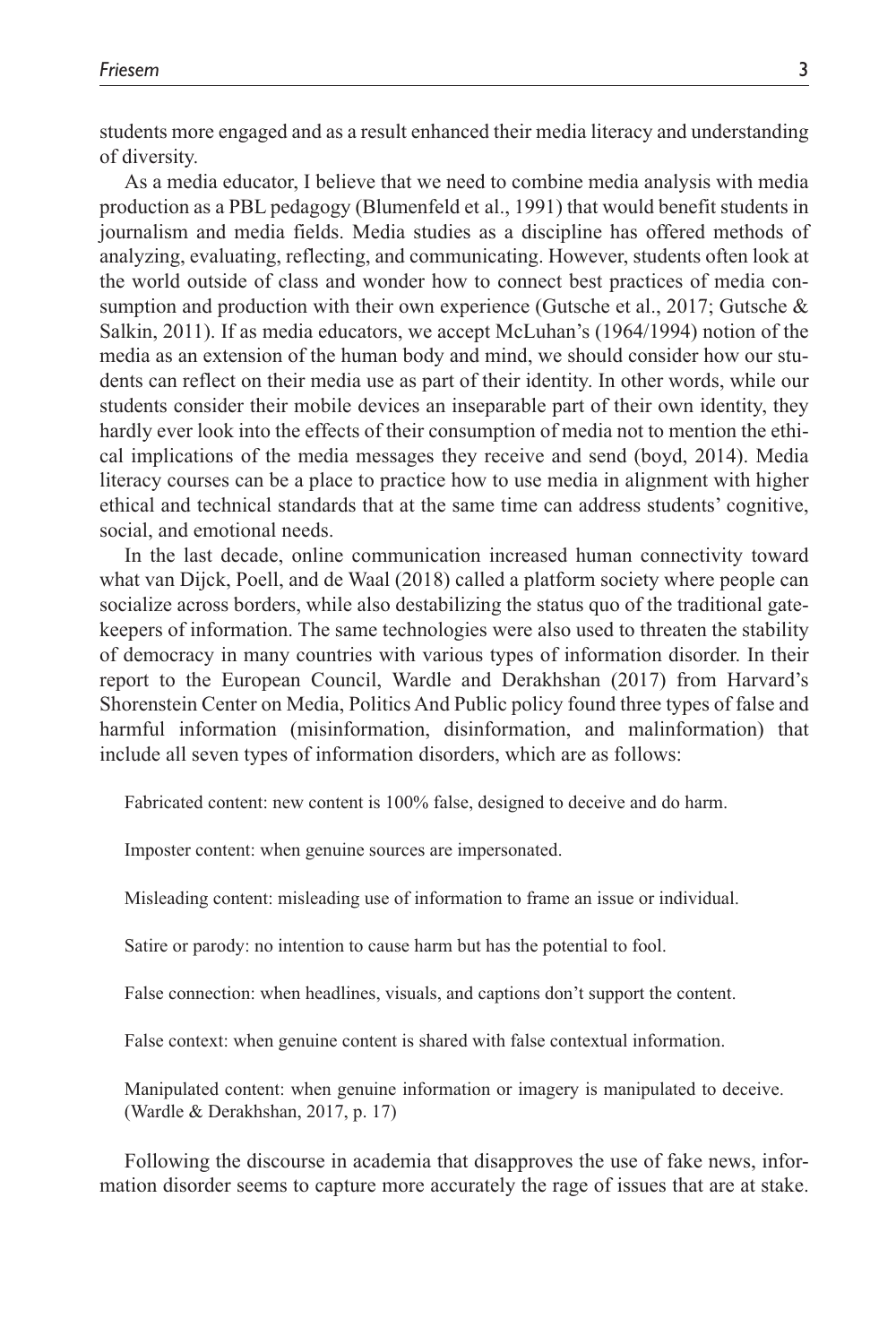students more engaged and as a result enhanced their media literacy and understanding of diversity.

As a media educator, I believe that we need to combine media analysis with media production as a PBL pedagogy (Blumenfeld et al., 1991) that would benefit students in journalism and media fields. Media studies as a discipline has offered methods of analyzing, evaluating, reflecting, and communicating. However, students often look at the world outside of class and wonder how to connect best practices of media consumption and production with their own experience (Gutsche et al., 2017; Gutsche & Salkin, 2011). If as media educators, we accept McLuhan's (1964/1994) notion of the media as an extension of the human body and mind, we should consider how our students can reflect on their media use as part of their identity. In other words, while our students consider their mobile devices an inseparable part of their own identity, they hardly ever look into the effects of their consumption of media not to mention the ethical implications of the media messages they receive and send (boyd, 2014). Media literacy courses can be a place to practice how to use media in alignment with higher ethical and technical standards that at the same time can address students' cognitive, social, and emotional needs.

In the last decade, online communication increased human connectivity toward what van Dijck, Poell, and de Waal (2018) called a platform society where people can socialize across borders, while also destabilizing the status quo of the traditional gatekeepers of information. The same technologies were also used to threaten the stability of democracy in many countries with various types of information disorder. In their report to the European Council, Wardle and Derakhshan (2017) from Harvard's Shorenstein Center on Media, Politics And Public policy found three types of false and harmful information (misinformation, disinformation, and malinformation) that include all seven types of information disorders, which are as follows:

> Fabricated content: new content is 100% false, designed to deceive and do harm.
>
> Imposter content: when genuine sources are impersonated.
>
> Misleading content: misleading use of information to frame an issue or individual.
>
> Satire or parody: no intention to cause harm but has the potential to fool.
>
> False connection: when headlines, visuals, and captions don't support the content.
>
> False context: when genuine content is shared with false contextual information.
>
> Manipulated content: when genuine information or imagery is manipulated to deceive. (Wardle & Derakhshan, 2017, p. 17)

Following the discourse in academia that disapproves the use of fake news, information disorder seems to capture more accurately the rage of issues that are at stake.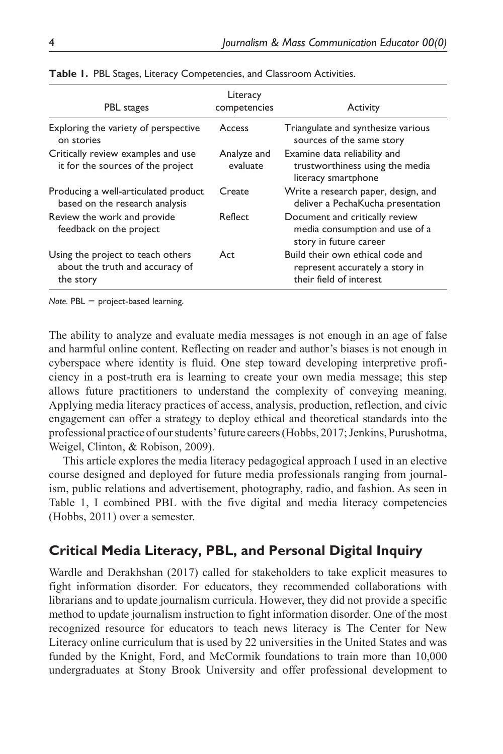**Table 1.** PBL Stages, Literacy Competencies, and Classroom Activities.

| PBL stages | Literacy competencies | Activity |
|---|---|---|
| Exploring the variety of perspective on stories | Access | Triangulate and synthesize various sources of the same story |
| Critically review examples and use it for the sources of the project | Analyze and evaluate | Examine data reliability and trustworthiness using the media literacy smartphone |
| Producing a well-articulated product based on the research analysis | Create | Write a research paper, design, and deliver a PechaKucha presentation |
| Review the work and provide feedback on the project | Reflect | Document and critically review media consumption and use of a story in future career |
| Using the project to teach others about the truth and accuracy of the story | Act | Build their own ethical code and represent accurately a story in their field of interest |

*Note.* PBL = project-based learning.

The ability to analyze and evaluate media messages is not enough in an age of false and harmful online content. Reflecting on reader and author's biases is not enough in cyberspace where identity is fluid. One step toward developing interpretive proficiency in a post-truth era is learning to create your own media message; this step allows future practitioners to understand the complexity of conveying meaning. Applying media literacy practices of access, analysis, production, reflection, and civic engagement can offer a strategy to deploy ethical and theoretical standards into the professional practice of our students' future careers (Hobbs, 2017; Jenkins, Purushotma, Weigel, Clinton, & Robison, 2009).

This article explores the media literacy pedagogical approach I used in an elective course designed and deployed for future media professionals ranging from journalism, public relations and advertisement, photography, radio, and fashion. As seen in Table 1, I combined PBL with the five digital and media literacy competencies (Hobbs, 2011) over a semester.

## Critical Media Literacy, PBL, and Personal Digital Inquiry

Wardle and Derakhshan (2017) called for stakeholders to take explicit measures to fight information disorder. For educators, they recommended collaborations with librarians and to update journalism curricula. However, they did not provide a specific method to update journalism instruction to fight information disorder. One of the most recognized resource for educators to teach news literacy is The Center for New Literacy online curriculum that is used by 22 universities in the United States and was funded by the Knight, Ford, and McCormik foundations to train more than 10,000 undergraduates at Stony Brook University and offer professional development to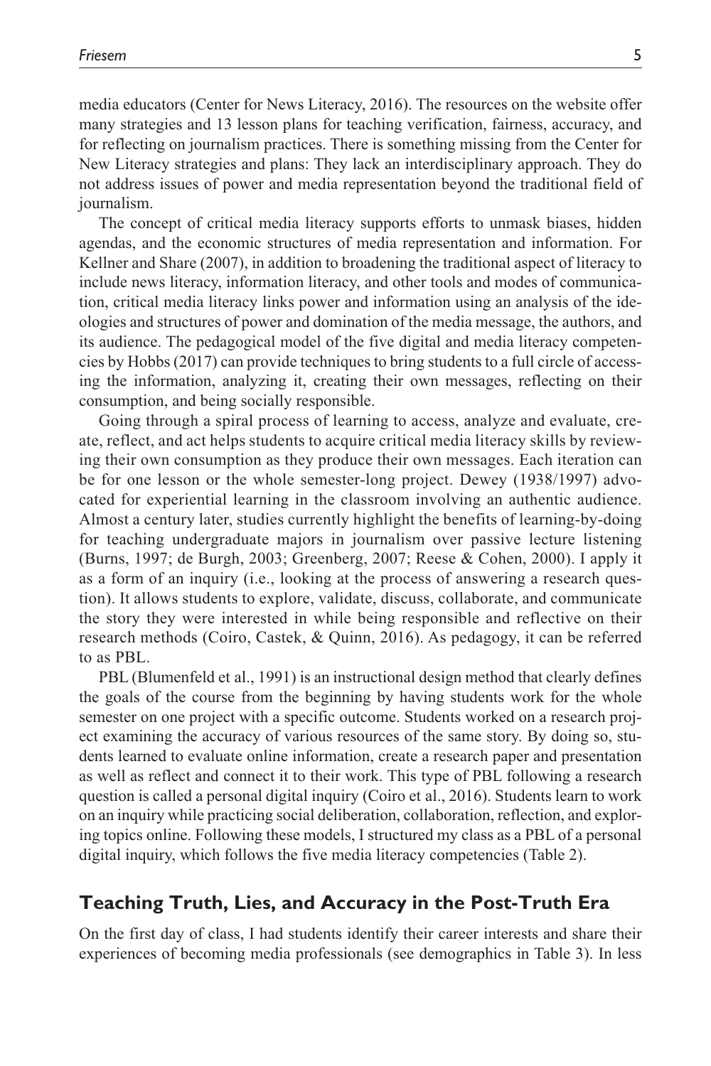media educators (Center for News Literacy, 2016). The resources on the website offer many strategies and 13 lesson plans for teaching verification, fairness, accuracy, and for reflecting on journalism practices. There is something missing from the Center for New Literacy strategies and plans: They lack an interdisciplinary approach. They do not address issues of power and media representation beyond the traditional field of journalism.

The concept of critical media literacy supports efforts to unmask biases, hidden agendas, and the economic structures of media representation and information. For Kellner and Share (2007), in addition to broadening the traditional aspect of literacy to include news literacy, information literacy, and other tools and modes of communication, critical media literacy links power and information using an analysis of the ideologies and structures of power and domination of the media message, the authors, and its audience. The pedagogical model of the five digital and media literacy competencies by Hobbs (2017) can provide techniques to bring students to a full circle of accessing the information, analyzing it, creating their own messages, reflecting on their consumption, and being socially responsible.

Going through a spiral process of learning to access, analyze and evaluate, create, reflect, and act helps students to acquire critical media literacy skills by reviewing their own consumption as they produce their own messages. Each iteration can be for one lesson or the whole semester-long project. Dewey (1938/1997) advocated for experiential learning in the classroom involving an authentic audience. Almost a century later, studies currently highlight the benefits of learning-by-doing for teaching undergraduate majors in journalism over passive lecture listening (Burns, 1997; de Burgh, 2003; Greenberg, 2007; Reese & Cohen, 2000). I apply it as a form of an inquiry (i.e., looking at the process of answering a research question). It allows students to explore, validate, discuss, collaborate, and communicate the story they were interested in while being responsible and reflective on their research methods (Coiro, Castek, & Quinn, 2016). As pedagogy, it can be referred to as PBL.

PBL (Blumenfeld et al., 1991) is an instructional design method that clearly defines the goals of the course from the beginning by having students work for the whole semester on one project with a specific outcome. Students worked on a research project examining the accuracy of various resources of the same story. By doing so, students learned to evaluate online information, create a research paper and presentation as well as reflect and connect it to their work. This type of PBL following a research question is called a personal digital inquiry (Coiro et al., 2016). Students learn to work on an inquiry while practicing social deliberation, collaboration, reflection, and exploring topics online. Following these models, I structured my class as a PBL of a personal digital inquiry, which follows the five media literacy competencies (Table 2).

## Teaching Truth, Lies, and Accuracy in the Post-Truth Era

On the first day of class, I had students identify their career interests and share their experiences of becoming media professionals (see demographics in Table 3). In less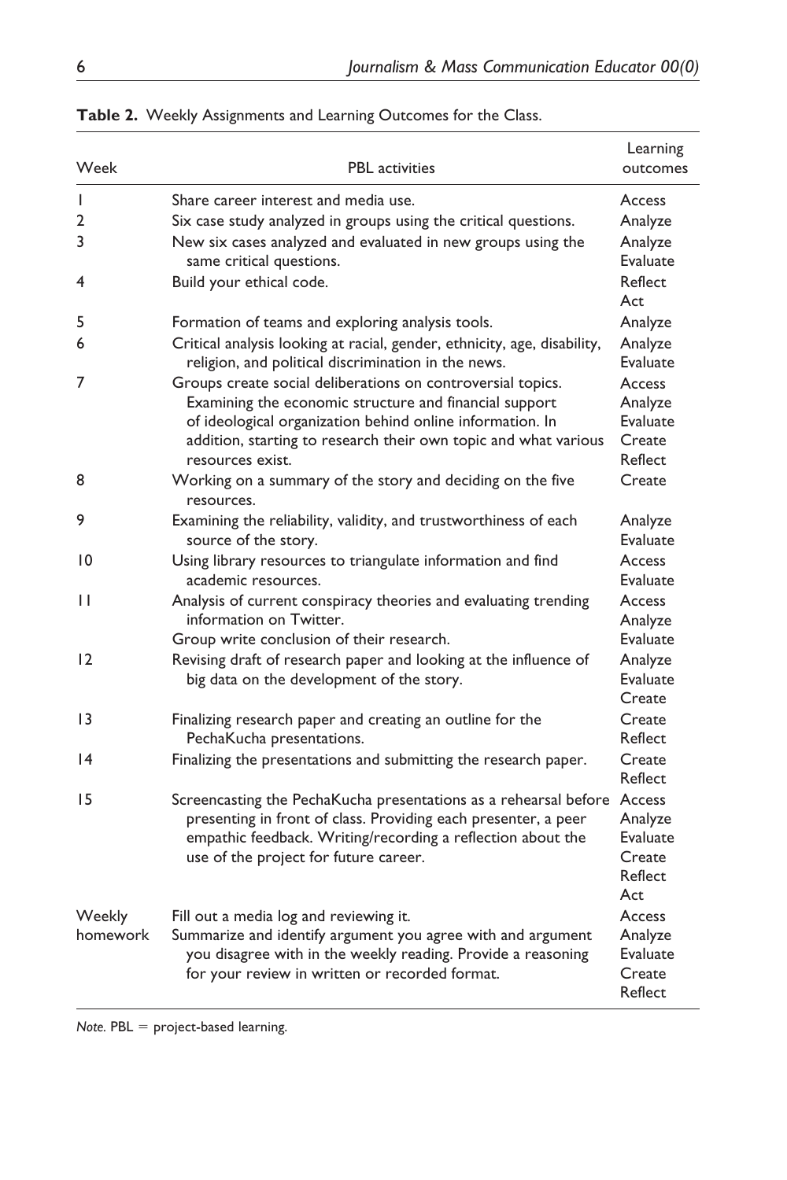**Table 2.** Weekly Assignments and Learning Outcomes for the Class.

| Week | PBL activities | Learning outcomes |
| --- | --- | --- |
| 1 | Share career interest and media use. | Access |
| 2 | Six case study analyzed in groups using the critical questions. | Analyze |
| 3 | New six cases analyzed and evaluated in new groups using the same critical questions. | Analyze Evaluate |
| 4 | Build your ethical code. | Reflect Act |
| 5 | Formation of teams and exploring analysis tools. | Analyze |
| 6 | Critical analysis looking at racial, gender, ethnicity, age, disability, religion, and political discrimination in the news. | Analyze Evaluate |
| 7 | Groups create social deliberations on controversial topics. Examining the economic structure and financial support of ideological organization behind online information. In addition, starting to research their own topic and what various resources exist. | Access Analyze Evaluate Create Reflect |
| 8 | Working on a summary of the story and deciding on the five resources. | Create |
| 9 | Examining the reliability, validity, and trustworthiness of each source of the story. | Analyze Evaluate |
| 10 | Using library resources to triangulate information and find academic resources. | Access Evaluate |
| 11 | Analysis of current conspiracy theories and evaluating trending information on Twitter. Group write conclusion of their research. | Access Analyze Evaluate |
| 12 | Revising draft of research paper and looking at the influence of big data on the development of the story. | Analyze Evaluate Create |
| 13 | Finalizing research paper and creating an outline for the PechaKucha presentations. | Create Reflect |
| 14 | Finalizing the presentations and submitting the research paper. | Create Reflect |
| 15 | Screencasting the PechaKucha presentations as a rehearsal before presenting in front of class. Providing each presenter, a peer empathic feedback. Writing/recording a reflection about the use of the project for future career. | Access Analyze Evaluate Create Reflect Act |
| Weekly homework | Fill out a media log and reviewing it. Summarize and identify argument you agree with and argument you disagree with in the weekly reading. Provide a reasoning for your review in written or recorded format. | Access Analyze Evaluate Create Reflect |

*Note.* PBL = project-based learning.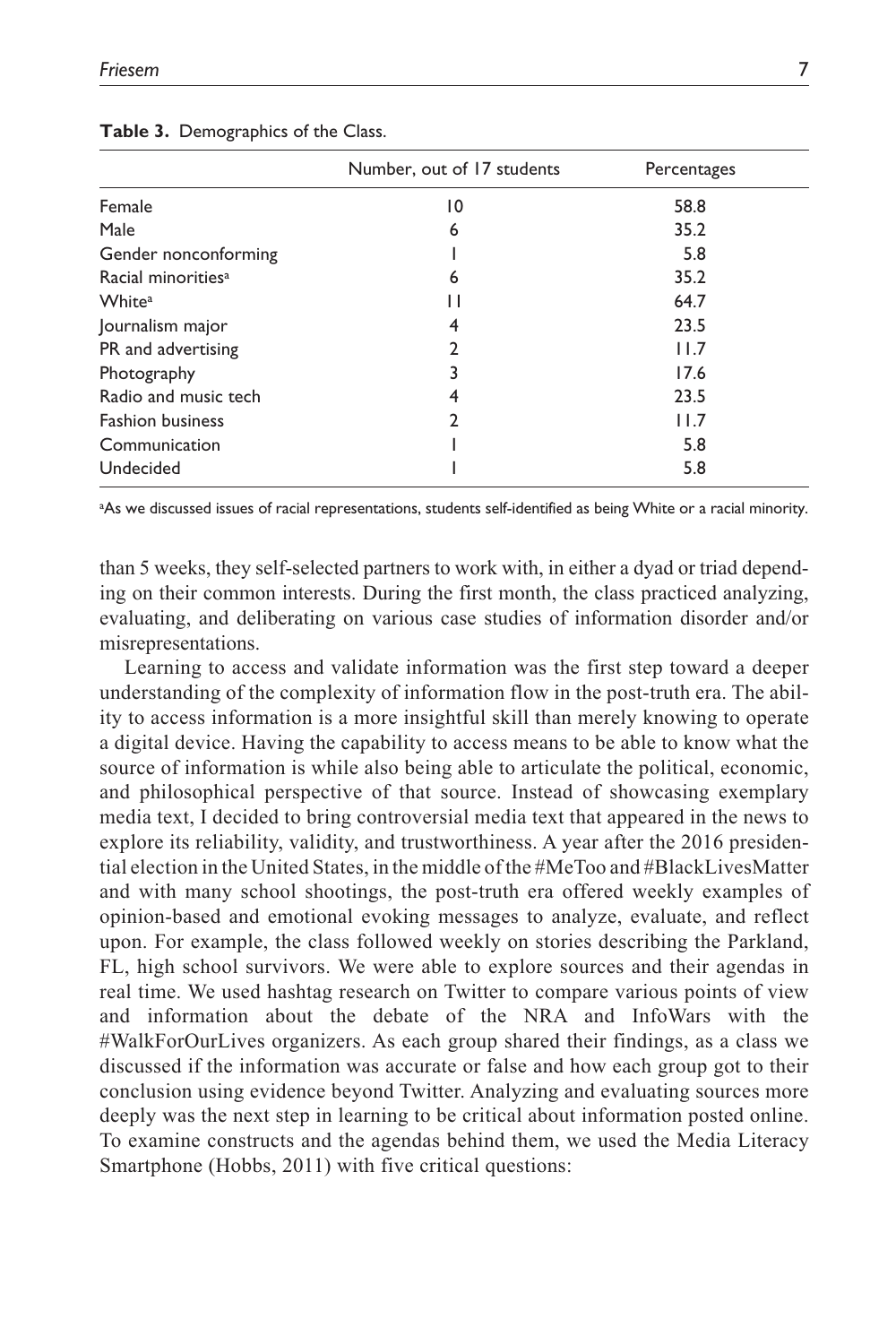**Table 3.** Demographics of the Class.

| | Number, out of 17 students | Percentages |
|---|---|---|
| Female | 10 | 58.8 |
| Male | 6 | 35.2 |
| Gender nonconforming | 1 | 5.8 |
| Racial minorities[a] | 6 | 35.2 |
| White[a] | 11 | 64.7 |
| Journalism major | 4 | 23.5 |
| PR and advertising | 2 | 11.7 |
| Photography | 3 | 17.6 |
| Radio and music tech | 4 | 23.5 |
| Fashion business | 2 | 11.7 |
| Communication | 1 | 5.8 |
| Undecided | 1 | 5.8 |

[a]As we discussed issues of racial representations, students self-identified as being White or a racial minority.

than 5 weeks, they self-selected partners to work with, in either a dyad or triad depending on their common interests. During the first month, the class practiced analyzing, evaluating, and deliberating on various case studies of information disorder and/or misrepresentations.

Learning to access and validate information was the first step toward a deeper understanding of the complexity of information flow in the post-truth era. The ability to access information is a more insightful skill than merely knowing to operate a digital device. Having the capability to access means to be able to know what the source of information is while also being able to articulate the political, economic, and philosophical perspective of that source. Instead of showcasing exemplary media text, I decided to bring controversial media text that appeared in the news to explore its reliability, validity, and trustworthiness. A year after the 2016 presidential election in the United States, in the middle of the #MeToo and #BlackLivesMatter and with many school shootings, the post-truth era offered weekly examples of opinion-based and emotional evoking messages to analyze, evaluate, and reflect upon. For example, the class followed weekly on stories describing the Parkland, FL, high school survivors. We were able to explore sources and their agendas in real time. We used hashtag research on Twitter to compare various points of view and information about the debate of the NRA and InfoWars with the #WalkForOurLives organizers. As each group shared their findings, as a class we discussed if the information was accurate or false and how each group got to their conclusion using evidence beyond Twitter. Analyzing and evaluating sources more deeply was the next step in learning to be critical about information posted online. To examine constructs and the agendas behind them, we used the Media Literacy Smartphone (Hobbs, 2011) with five critical questions: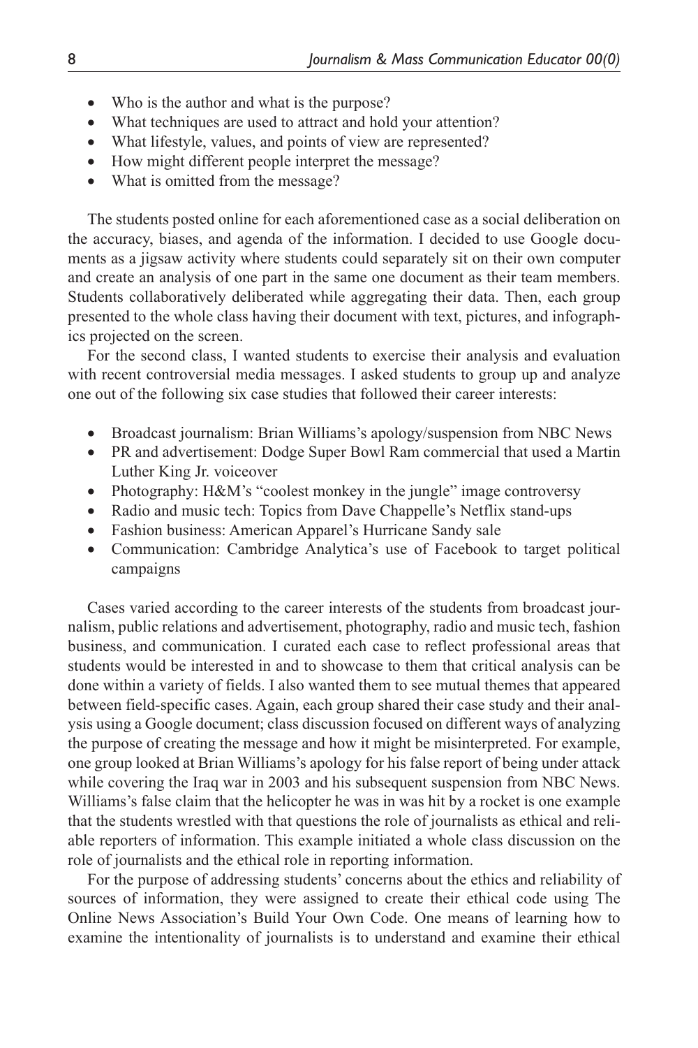- Who is the author and what is the purpose?
- What techniques are used to attract and hold your attention?
- What lifestyle, values, and points of view are represented?
- How might different people interpret the message?
- What is omitted from the message?

The students posted online for each aforementioned case as a social deliberation on the accuracy, biases, and agenda of the information. I decided to use Google documents as a jigsaw activity where students could separately sit on their own computer and create an analysis of one part in the same one document as their team members. Students collaboratively deliberated while aggregating their data. Then, each group presented to the whole class having their document with text, pictures, and infographics projected on the screen.

For the second class, I wanted students to exercise their analysis and evaluation with recent controversial media messages. I asked students to group up and analyze one out of the following six case studies that followed their career interests:

- Broadcast journalism: Brian Williams's apology/suspension from NBC News
- PR and advertisement: Dodge Super Bowl Ram commercial that used a Martin Luther King Jr. voiceover
- Photography: H&M's "coolest monkey in the jungle" image controversy
- Radio and music tech: Topics from Dave Chappelle's Netflix stand-ups
- Fashion business: American Apparel's Hurricane Sandy sale
- Communication: Cambridge Analytica's use of Facebook to target political campaigns

Cases varied according to the career interests of the students from broadcast journalism, public relations and advertisement, photography, radio and music tech, fashion business, and communication. I curated each case to reflect professional areas that students would be interested in and to showcase to them that critical analysis can be done within a variety of fields. I also wanted them to see mutual themes that appeared between field-specific cases. Again, each group shared their case study and their analysis using a Google document; class discussion focused on different ways of analyzing the purpose of creating the message and how it might be misinterpreted. For example, one group looked at Brian Williams's apology for his false report of being under attack while covering the Iraq war in 2003 and his subsequent suspension from NBC News. Williams's false claim that the helicopter he was in was hit by a rocket is one example that the students wrestled with that questions the role of journalists as ethical and reliable reporters of information. This example initiated a whole class discussion on the role of journalists and the ethical role in reporting information.

For the purpose of addressing students' concerns about the ethics and reliability of sources of information, they were assigned to create their ethical code using The Online News Association's Build Your Own Code. One means of learning how to examine the intentionality of journalists is to understand and examine their ethical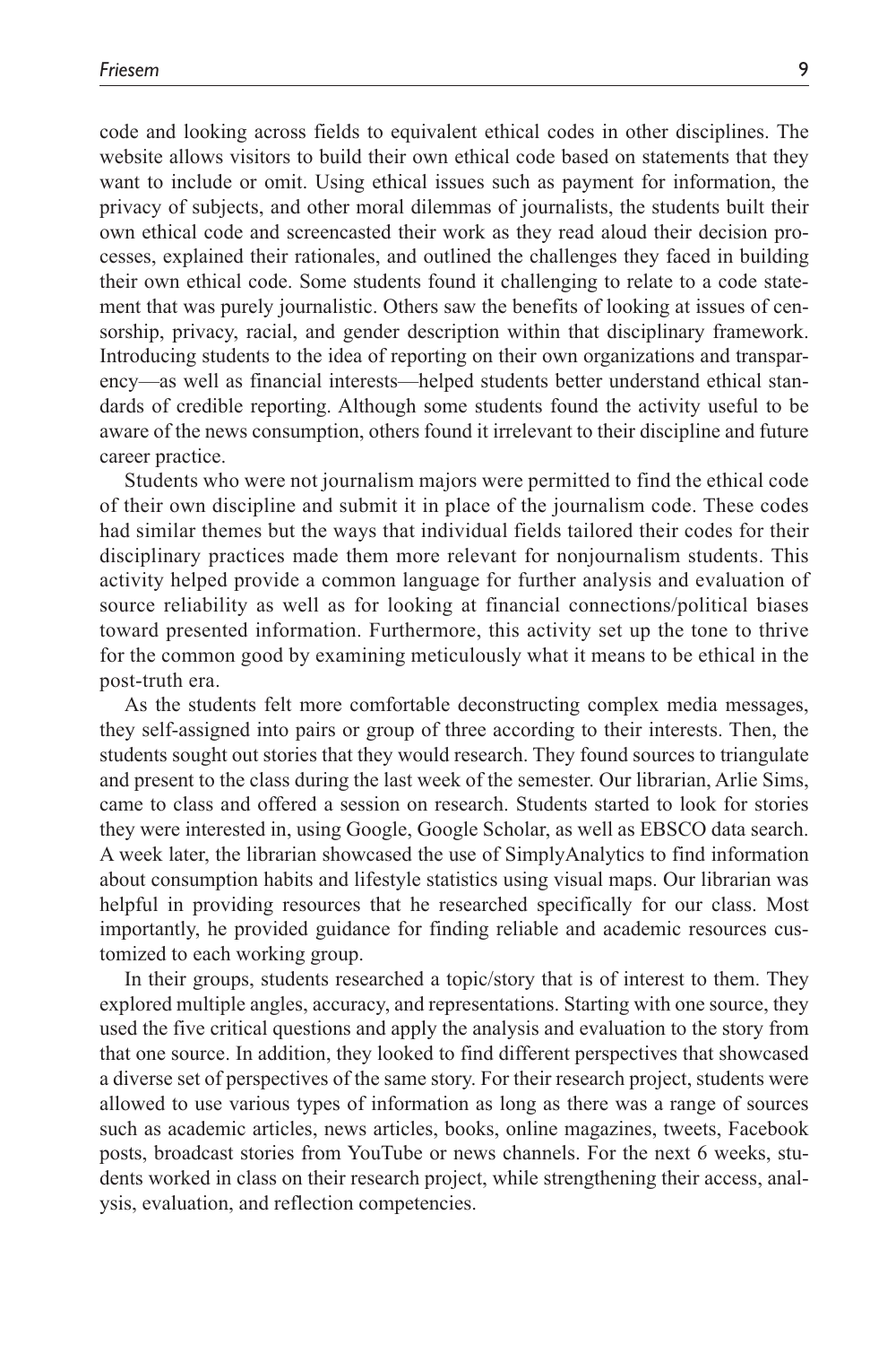code and looking across fields to equivalent ethical codes in other disciplines. The website allows visitors to build their own ethical code based on statements that they want to include or omit. Using ethical issues such as payment for information, the privacy of subjects, and other moral dilemmas of journalists, the students built their own ethical code and screencasted their work as they read aloud their decision processes, explained their rationales, and outlined the challenges they faced in building their own ethical code. Some students found it challenging to relate to a code statement that was purely journalistic. Others saw the benefits of looking at issues of censorship, privacy, racial, and gender description within that disciplinary framework. Introducing students to the idea of reporting on their own organizations and transparency—as well as financial interests—helped students better understand ethical standards of credible reporting. Although some students found the activity useful to be aware of the news consumption, others found it irrelevant to their discipline and future career practice.

Students who were not journalism majors were permitted to find the ethical code of their own discipline and submit it in place of the journalism code. These codes had similar themes but the ways that individual fields tailored their codes for their disciplinary practices made them more relevant for nonjournalism students. This activity helped provide a common language for further analysis and evaluation of source reliability as well as for looking at financial connections/political biases toward presented information. Furthermore, this activity set up the tone to thrive for the common good by examining meticulously what it means to be ethical in the post-truth era.

As the students felt more comfortable deconstructing complex media messages, they self-assigned into pairs or group of three according to their interests. Then, the students sought out stories that they would research. They found sources to triangulate and present to the class during the last week of the semester. Our librarian, Arlie Sims, came to class and offered a session on research. Students started to look for stories they were interested in, using Google, Google Scholar, as well as EBSCO data search. A week later, the librarian showcased the use of SimplyAnalytics to find information about consumption habits and lifestyle statistics using visual maps. Our librarian was helpful in providing resources that he researched specifically for our class. Most importantly, he provided guidance for finding reliable and academic resources customized to each working group.

In their groups, students researched a topic/story that is of interest to them. They explored multiple angles, accuracy, and representations. Starting with one source, they used the five critical questions and apply the analysis and evaluation to the story from that one source. In addition, they looked to find different perspectives that showcased a diverse set of perspectives of the same story. For their research project, students were allowed to use various types of information as long as there was a range of sources such as academic articles, news articles, books, online magazines, tweets, Facebook posts, broadcast stories from YouTube or news channels. For the next 6 weeks, students worked in class on their research project, while strengthening their access, analysis, evaluation, and reflection competencies.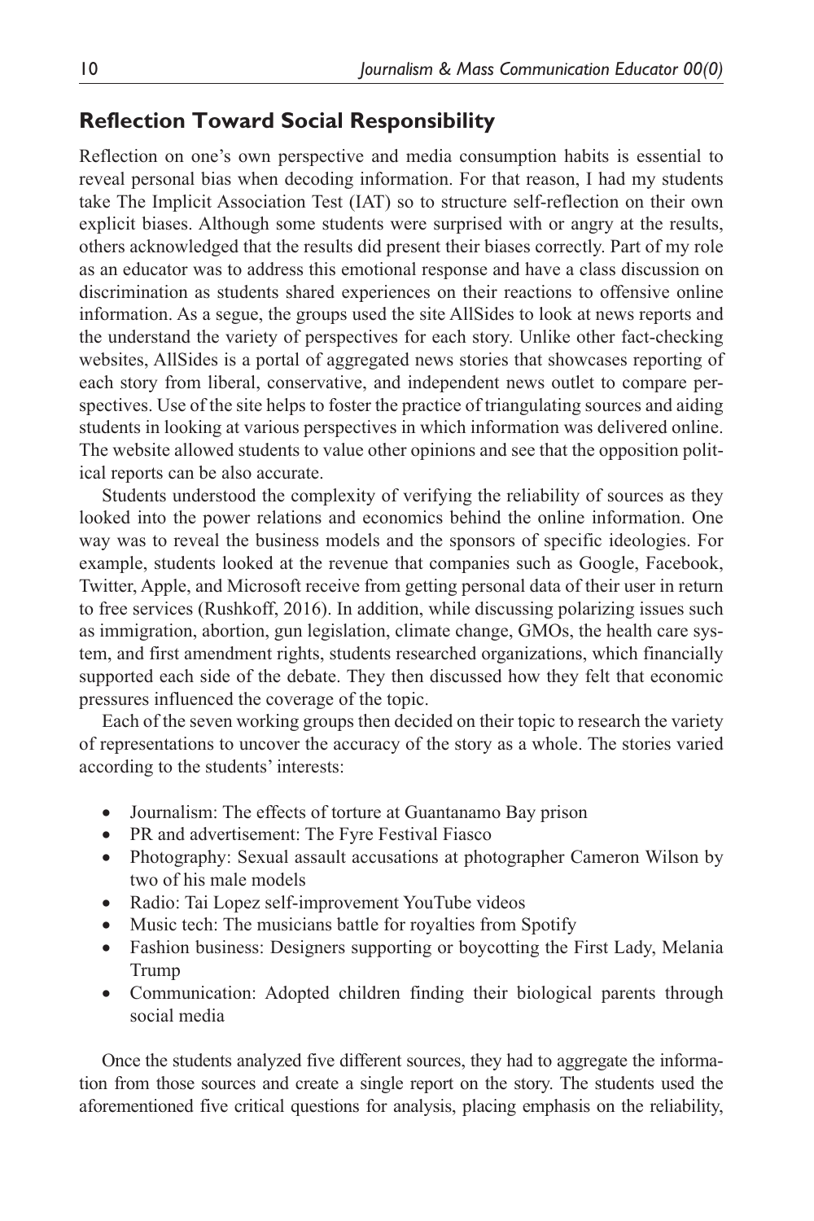## Reflection Toward Social Responsibility

Reflection on one's own perspective and media consumption habits is essential to reveal personal bias when decoding information. For that reason, I had my students take The Implicit Association Test (IAT) so to structure self-reflection on their own explicit biases. Although some students were surprised with or angry at the results, others acknowledged that the results did present their biases correctly. Part of my role as an educator was to address this emotional response and have a class discussion on discrimination as students shared experiences on their reactions to offensive online information. As a segue, the groups used the site AllSides to look at news reports and the understand the variety of perspectives for each story. Unlike other fact-checking websites, AllSides is a portal of aggregated news stories that showcases reporting of each story from liberal, conservative, and independent news outlet to compare perspectives. Use of the site helps to foster the practice of triangulating sources and aiding students in looking at various perspectives in which information was delivered online. The website allowed students to value other opinions and see that the opposition political reports can be also accurate.

Students understood the complexity of verifying the reliability of sources as they looked into the power relations and economics behind the online information. One way was to reveal the business models and the sponsors of specific ideologies. For example, students looked at the revenue that companies such as Google, Facebook, Twitter, Apple, and Microsoft receive from getting personal data of their user in return to free services (Rushkoff, 2016). In addition, while discussing polarizing issues such as immigration, abortion, gun legislation, climate change, GMOs, the health care system, and first amendment rights, students researched organizations, which financially supported each side of the debate. They then discussed how they felt that economic pressures influenced the coverage of the topic.

Each of the seven working groups then decided on their topic to research the variety of representations to uncover the accuracy of the story as a whole. The stories varied according to the students' interests:

- Journalism: The effects of torture at Guantanamo Bay prison
- PR and advertisement: The Fyre Festival Fiasco
- Photography: Sexual assault accusations at photographer Cameron Wilson by two of his male models
- Radio: Tai Lopez self-improvement YouTube videos
- Music tech: The musicians battle for royalties from Spotify
- Fashion business: Designers supporting or boycotting the First Lady, Melania Trump
- Communication: Adopted children finding their biological parents through social media

Once the students analyzed five different sources, they had to aggregate the information from those sources and create a single report on the story. The students used the aforementioned five critical questions for analysis, placing emphasis on the reliability,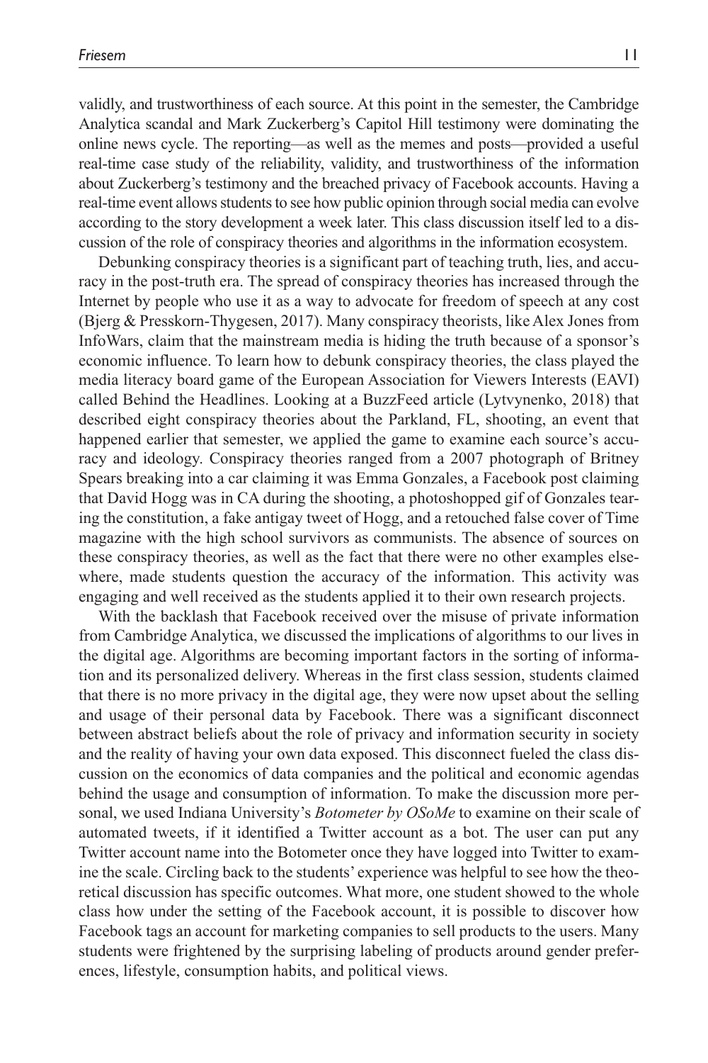validly, and trustworthiness of each source. At this point in the semester, the Cambridge Analytica scandal and Mark Zuckerberg's Capitol Hill testimony were dominating the online news cycle. The reporting—as well as the memes and posts—provided a useful real-time case study of the reliability, validity, and trustworthiness of the information about Zuckerberg's testimony and the breached privacy of Facebook accounts. Having a real-time event allows students to see how public opinion through social media can evolve according to the story development a week later. This class discussion itself led to a discussion of the role of conspiracy theories and algorithms in the information ecosystem.

Debunking conspiracy theories is a significant part of teaching truth, lies, and accuracy in the post-truth era. The spread of conspiracy theories has increased through the Internet by people who use it as a way to advocate for freedom of speech at any cost (Bjerg & Presskorn-Thygesen, 2017). Many conspiracy theorists, like Alex Jones from InfoWars, claim that the mainstream media is hiding the truth because of a sponsor's economic influence. To learn how to debunk conspiracy theories, the class played the media literacy board game of the European Association for Viewers Interests (EAVI) called Behind the Headlines. Looking at a BuzzFeed article (Lytvynenko, 2018) that described eight conspiracy theories about the Parkland, FL, shooting, an event that happened earlier that semester, we applied the game to examine each source's accuracy and ideology. Conspiracy theories ranged from a 2007 photograph of Britney Spears breaking into a car claiming it was Emma Gonzales, a Facebook post claiming that David Hogg was in CA during the shooting, a photoshopped gif of Gonzales tearing the constitution, a fake antigay tweet of Hogg, and a retouched false cover of Time magazine with the high school survivors as communists. The absence of sources on these conspiracy theories, as well as the fact that there were no other examples elsewhere, made students question the accuracy of the information. This activity was engaging and well received as the students applied it to their own research projects.

With the backlash that Facebook received over the misuse of private information from Cambridge Analytica, we discussed the implications of algorithms to our lives in the digital age. Algorithms are becoming important factors in the sorting of information and its personalized delivery. Whereas in the first class session, students claimed that there is no more privacy in the digital age, they were now upset about the selling and usage of their personal data by Facebook. There was a significant disconnect between abstract beliefs about the role of privacy and information security in society and the reality of having your own data exposed. This disconnect fueled the class discussion on the economics of data companies and the political and economic agendas behind the usage and consumption of information. To make the discussion more personal, we used Indiana University's *Botometer by OSoMe* to examine on their scale of automated tweets, if it identified a Twitter account as a bot. The user can put any Twitter account name into the Botometer once they have logged into Twitter to examine the scale. Circling back to the students' experience was helpful to see how the theoretical discussion has specific outcomes. What more, one student showed to the whole class how under the setting of the Facebook account, it is possible to discover how Facebook tags an account for marketing companies to sell products to the users. Many students were frightened by the surprising labeling of products around gender preferences, lifestyle, consumption habits, and political views.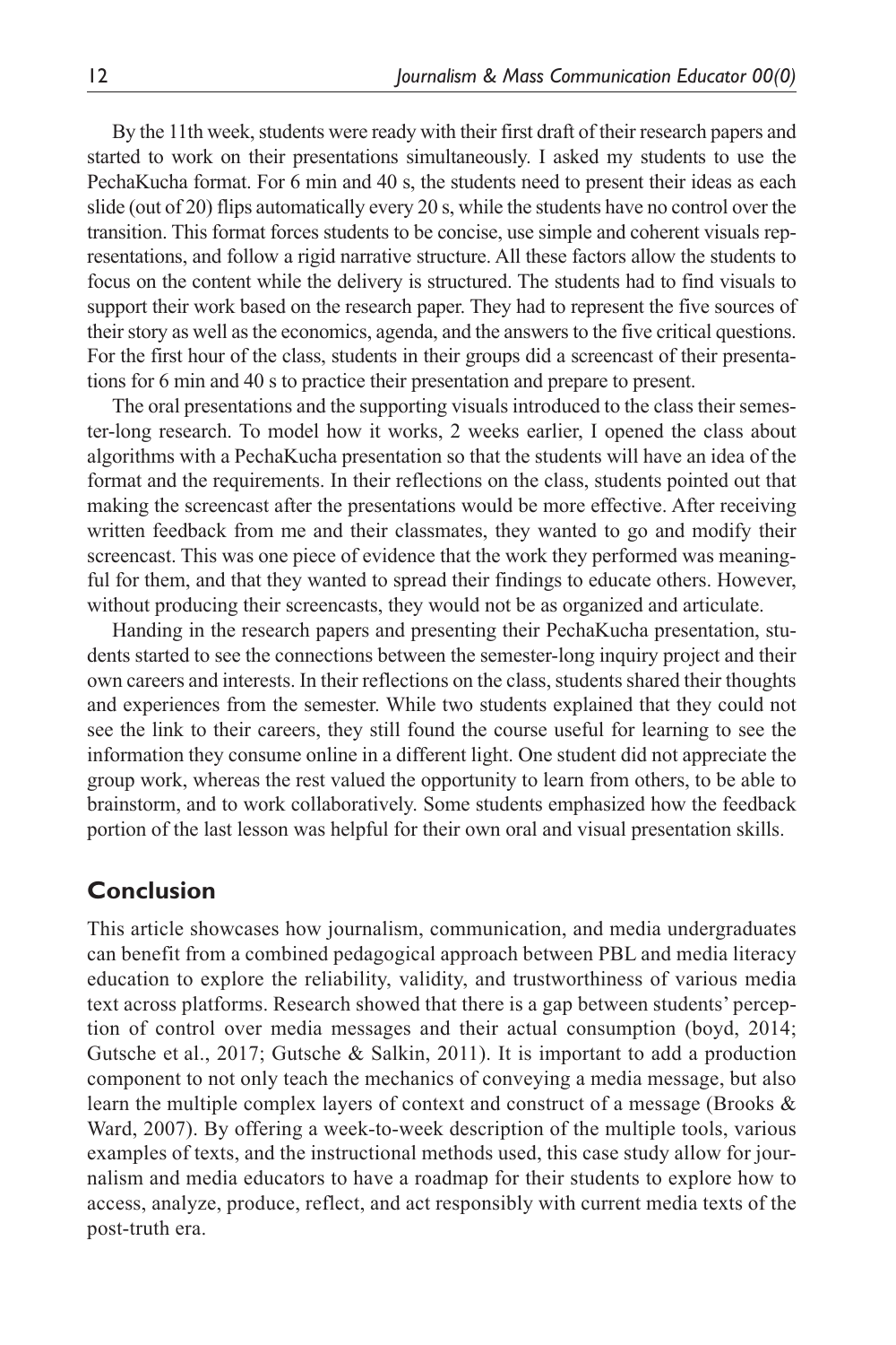By the 11th week, students were ready with their first draft of their research papers and started to work on their presentations simultaneously. I asked my students to use the PechaKucha format. For 6 min and 40 s, the students need to present their ideas as each slide (out of 20) flips automatically every 20 s, while the students have no control over the transition. This format forces students to be concise, use simple and coherent visuals representations, and follow a rigid narrative structure. All these factors allow the students to focus on the content while the delivery is structured. The students had to find visuals to support their work based on the research paper. They had to represent the five sources of their story as well as the economics, agenda, and the answers to the five critical questions. For the first hour of the class, students in their groups did a screencast of their presentations for 6 min and 40 s to practice their presentation and prepare to present.

The oral presentations and the supporting visuals introduced to the class their semester-long research. To model how it works, 2 weeks earlier, I opened the class about algorithms with a PechaKucha presentation so that the students will have an idea of the format and the requirements. In their reflections on the class, students pointed out that making the screencast after the presentations would be more effective. After receiving written feedback from me and their classmates, they wanted to go and modify their screencast. This was one piece of evidence that the work they performed was meaningful for them, and that they wanted to spread their findings to educate others. However, without producing their screencasts, they would not be as organized and articulate.

Handing in the research papers and presenting their PechaKucha presentation, students started to see the connections between the semester-long inquiry project and their own careers and interests. In their reflections on the class, students shared their thoughts and experiences from the semester. While two students explained that they could not see the link to their careers, they still found the course useful for learning to see the information they consume online in a different light. One student did not appreciate the group work, whereas the rest valued the opportunity to learn from others, to be able to brainstorm, and to work collaboratively. Some students emphasized how the feedback portion of the last lesson was helpful for their own oral and visual presentation skills.

## Conclusion

This article showcases how journalism, communication, and media undergraduates can benefit from a combined pedagogical approach between PBL and media literacy education to explore the reliability, validity, and trustworthiness of various media text across platforms. Research showed that there is a gap between students' perception of control over media messages and their actual consumption (boyd, 2014; Gutsche et al., 2017; Gutsche & Salkin, 2011). It is important to add a production component to not only teach the mechanics of conveying a media message, but also learn the multiple complex layers of context and construct of a message (Brooks & Ward, 2007). By offering a week-to-week description of the multiple tools, various examples of texts, and the instructional methods used, this case study allow for journalism and media educators to have a roadmap for their students to explore how to access, analyze, produce, reflect, and act responsibly with current media texts of the post-truth era.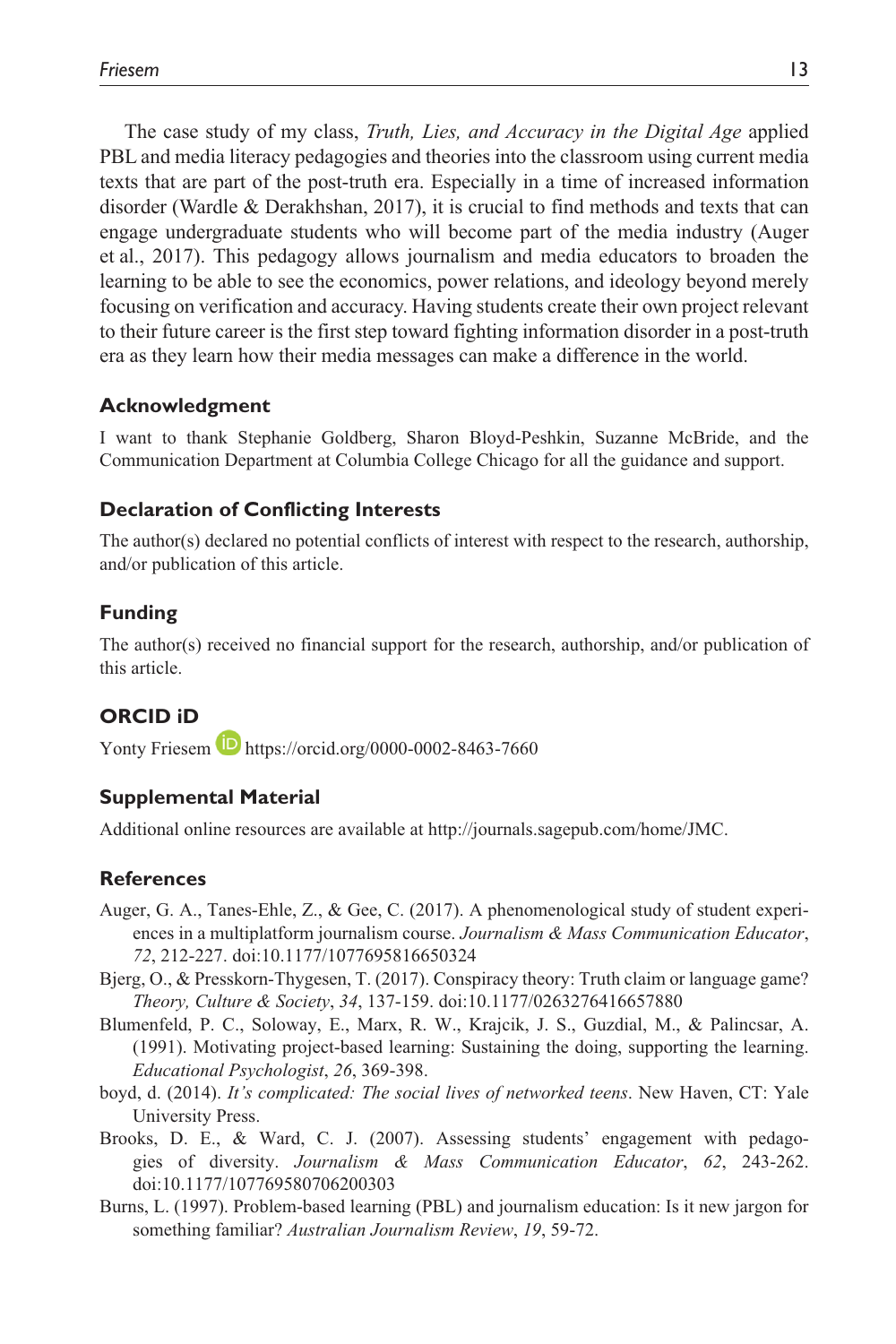The case study of my class, *Truth, Lies, and Accuracy in the Digital Age* applied PBL and media literacy pedagogies and theories into the classroom using current media texts that are part of the post-truth era. Especially in a time of increased information disorder (Wardle & Derakhshan, 2017), it is crucial to find methods and texts that can engage undergraduate students who will become part of the media industry (Auger et al., 2017). This pedagogy allows journalism and media educators to broaden the learning to be able to see the economics, power relations, and ideology beyond merely focusing on verification and accuracy. Having students create their own project relevant to their future career is the first step toward fighting information disorder in a post-truth era as they learn how their media messages can make a difference in the world.

## Acknowledgment

I want to thank Stephanie Goldberg, Sharon Bloyd-Peshkin, Suzanne McBride, and the Communication Department at Columbia College Chicago for all the guidance and support.

## Declaration of Conflicting Interests

The author(s) declared no potential conflicts of interest with respect to the research, authorship, and/or publication of this article.

## Funding

The author(s) received no financial support for the research, authorship, and/or publication of this article.

## ORCID iD

Yonty Friesem https://orcid.org/0000-0002-8463-7660

## Supplemental Material

Additional online resources are available at http://journals.sagepub.com/home/JMC.

## References

Auger, G. A., Tanes-Ehle, Z., & Gee, C. (2017). A phenomenological study of student experiences in a multiplatform journalism course. *Journalism & Mass Communication Educator*, *72*, 212-227. doi:10.1177/1077695816650324

Bjerg, O., & Presskorn-Thygesen, T. (2017). Conspiracy theory: Truth claim or language game? *Theory, Culture & Society*, *34*, 137-159. doi:10.1177/0263276416657880

Blumenfeld, P. C., Soloway, E., Marx, R. W., Krajcik, J. S., Guzdial, M., & Palincsar, A. (1991). Motivating project-based learning: Sustaining the doing, supporting the learning. *Educational Psychologist*, *26*, 369-398.

boyd, d. (2014). *It's complicated: The social lives of networked teens*. New Haven, CT: Yale University Press.

Brooks, D. E., & Ward, C. J. (2007). Assessing students' engagement with pedagogies of diversity. *Journalism & Mass Communication Educator*, *62*, 243-262. doi:10.1177/107769580706200303

Burns, L. (1997). Problem-based learning (PBL) and journalism education: Is it new jargon for something familiar? *Australian Journalism Review*, *19*, 59-72.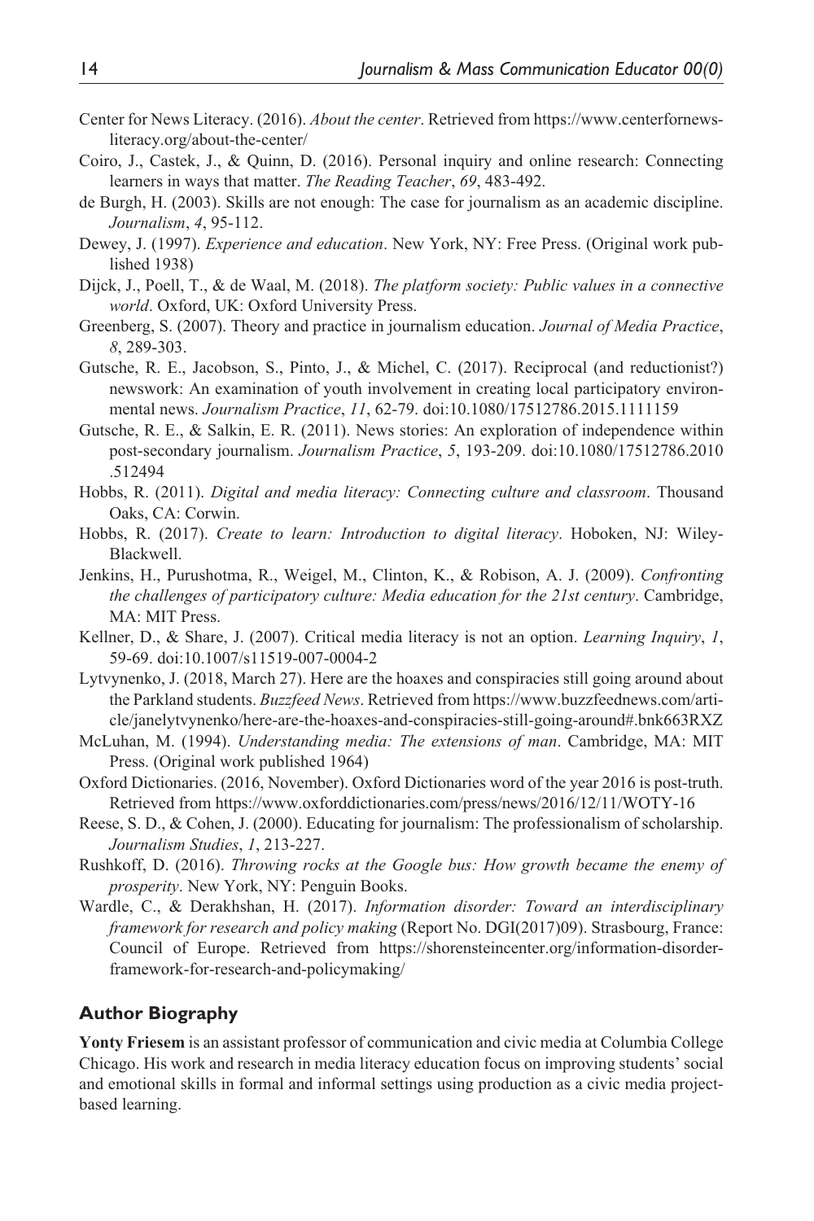Center for News Literacy. (2016). *About the center*. Retrieved from https://www.centerfornewsliteracy.org/about-the-center/

Coiro, J., Castek, J., & Quinn, D. (2016). Personal inquiry and online research: Connecting learners in ways that matter. *The Reading Teacher*, *69*, 483-492.

de Burgh, H. (2003). Skills are not enough: The case for journalism as an academic discipline. *Journalism*, *4*, 95-112.

Dewey, J. (1997). *Experience and education*. New York, NY: Free Press. (Original work published 1938)

Dijck, J., Poell, T., & de Waal, M. (2018). *The platform society: Public values in a connective world*. Oxford, UK: Oxford University Press.

Greenberg, S. (2007). Theory and practice in journalism education. *Journal of Media Practice*, *8*, 289-303.

Gutsche, R. E., Jacobson, S., Pinto, J., & Michel, C. (2017). Reciprocal (and reductionist?) newswork: An examination of youth involvement in creating local participatory environmental news. *Journalism Practice*, *11*, 62-79. doi:10.1080/17512786.2015.1111159

Gutsche, R. E., & Salkin, E. R. (2011). News stories: An exploration of independence within post-secondary journalism. *Journalism Practice*, *5*, 193-209. doi:10.1080/17512786.2010.512494

Hobbs, R. (2011). *Digital and media literacy: Connecting culture and classroom*. Thousand Oaks, CA: Corwin.

Hobbs, R. (2017). *Create to learn: Introduction to digital literacy*. Hoboken, NJ: Wiley-Blackwell.

Jenkins, H., Purushotma, R., Weigel, M., Clinton, K., & Robison, A. J. (2009). *Confronting the challenges of participatory culture: Media education for the 21st century*. Cambridge, MA: MIT Press.

Kellner, D., & Share, J. (2007). Critical media literacy is not an option. *Learning Inquiry*, *1*, 59-69. doi:10.1007/s11519-007-0004-2

Lytvynenko, J. (2018, March 27). Here are the hoaxes and conspiracies still going around about the Parkland students. *Buzzfeed News*. Retrieved from https://www.buzzfeednews.com/article/janelytvynenko/here-are-the-hoaxes-and-conspiracies-still-going-around#.bnk663RXZ

McLuhan, M. (1994). *Understanding media: The extensions of man*. Cambridge, MA: MIT Press. (Original work published 1964)

Oxford Dictionaries. (2016, November). Oxford Dictionaries word of the year 2016 is post-truth. Retrieved from https://www.oxforddictionaries.com/press/news/2016/12/11/WOTY-16

Reese, S. D., & Cohen, J. (2000). Educating for journalism: The professionalism of scholarship. *Journalism Studies*, *1*, 213-227.

Rushkoff, D. (2016). *Throwing rocks at the Google bus: How growth became the enemy of prosperity*. New York, NY: Penguin Books.

Wardle, C., & Derakhshan, H. (2017). *Information disorder: Toward an interdisciplinary framework for research and policy making* (Report No. DGI(2017)09). Strasbourg, France: Council of Europe. Retrieved from https://shorensteincenter.org/information-disorder-framework-for-research-and-policymaking/

## Author Biography

**Yonty Friesem** is an assistant professor of communication and civic media at Columbia College Chicago. His work and research in media literacy education focus on improving students' social and emotional skills in formal and informal settings using production as a civic media project-based learning.